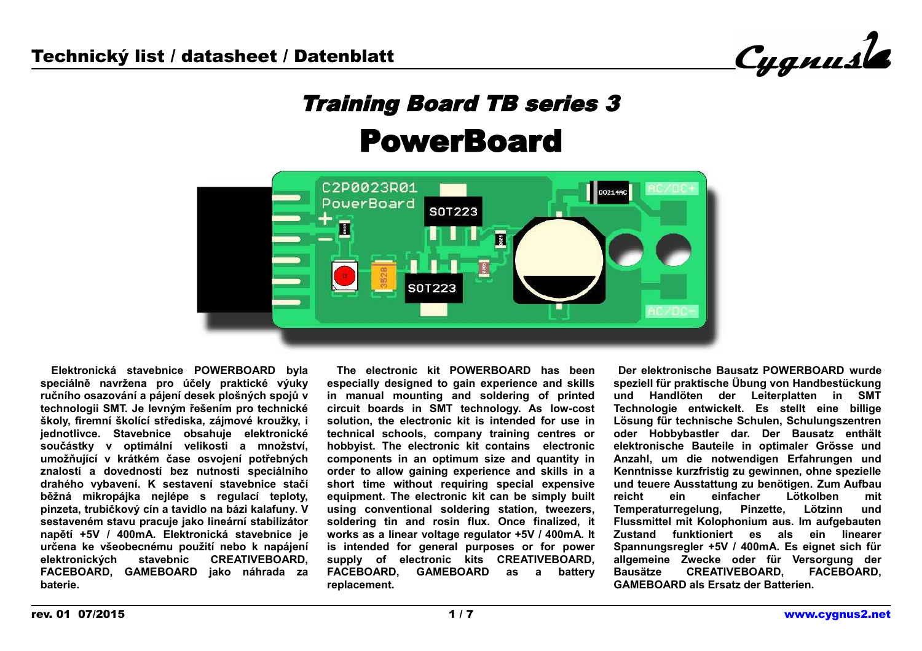# Technický list / datasheet / Datenblatt

## *Training Board TB series 3*

# PowerBoard

**Elektronická stavebnice POWERBOARD byla speciálně navržena pro účely praktické výuky ručního osazování a pájení desek plošných spojů v technologii SMT. Je levným řešením pro technické školy, firemní školící střediska, zájmové kroužky, i jednotlivce. Stavebnice obsahuje elektronické součástky v optimální velikosti a množství, umožňující v krátkém čase osvojení potřebných znalostí a dovedností bez nutnosti speciálního drahého vybavení. K sestavení stavebnice stačí běžná mikropájka nejlépe s regulací teploty, pinzeta, trubičkový cín a tavidlo na bázi kalafuny. V sestaveném stavu pracuje jako lineární stabilizátor napětí +5V / 400mA. Elektronická stavebnice je určena ke všeobecnému použití nebo k napájení elektronických stavebnic CREATIVEBOARD, FACEBOARD, GAMEBOARD jako náhrada za baterie.**

**The electronic kit POWERBOARD has been especially designed to gain experience and skills in manual mounting and soldering of printed circuit boards in SMT technology. As low-cost solution, the electronic kit is intended for use in technical schools, company training centres or hobbyist. The electronic kit contains electronic components in an optimum size and quantity in order to allow gaining experience and skills in a short time without requiring special expensive equipment. The electronic kit can be simply built using conventional soldering station, tweezers, soldering tin and rosin flux. Once finalized, it works as a linear voltage regulator +5V / 400mA. It is intended for general purposes or for power supply of electronic kits CREATIVEBOARD, FACEBOARD, GAMEBOARD as a battery replacement.**

**Der elektronische Bausatz POWERBOARD wurde speziell für praktische Übung von Handbestückung und Handlöten der Leiterplatten in SMT Technologie entwickelt. Es stellt eine billige Lösung für technische Schulen, Schulungszentren oder Hobbybastler dar. Der Bausatz enthält elektronische Bauteile in optimaler Grösse und Anzahl, um die notwendigen Erfahrungen und Kenntnisse kurzfristig zu gewinnen, ohne spezielle und teuere Ausstattung zu benötigen. Zum Aufbau reicht ein einfacher Lötkolben mit Temperaturregelung, Pinzette, Lötzinn und Flussmittel mit Kolophonium aus. Im aufgebauten Zustand funktioniert es als ein linearer Spannungsregler +5V / 400mA. Es eignet sich für allgemeine Zwecke oder für Versorgung der Bausätze CREATIVEBOARD, FACEBOARD, GAMEBOARD als Ersatz der Batterien.**

rev. 01 07/2015 — www.cygnus2.net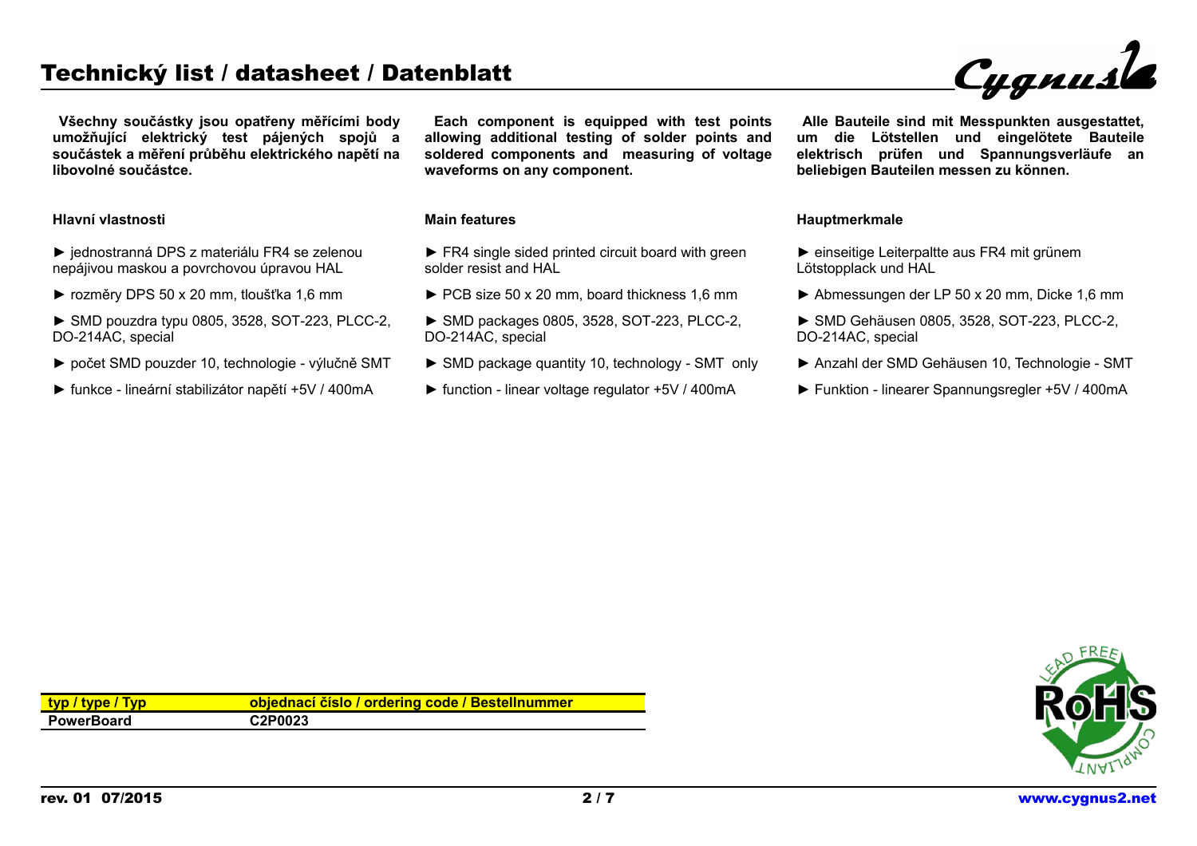# Technický list / datasheet / Datenblatt

**Všechny součástky jsou opatřeny měřícími body umožňující elektrický test pájených spojů a součástek a měření průběhu elektrického napětí na libovolné součástce.**

### Hlavní vlastnosti

► jednostranná DPS z materiálu FR4 se zelenou nepájivou maskou a povrchovou úpravou HAL

► rozměry DPS 50 x 20 mm, tloušťka 1,6 mm

► SMD pouzdra typu 0805, 3528, SOT-223, PLCC-2, DO-214AC, special

► počet SMD pouzder 10, technologie - výlučně SMT

► funkce - lineární stabilizátor napětí +5V / 400mA

**Each component is equipped with test points allowing additional testing of solder points and soldered components and measuring of voltage waveforms on any component.**

### Main features

► FR4 single sided printed circuit board with green solder resist and HAL

► PCB size 50 x 20 mm, board thickness 1,6 mm

► SMD packages 0805, 3528, SOT-223, PLCC-2, DO-214AC, special

► SMD package quantity 10, technology - SMT only

► function - linear voltage regulator +5V / 400mA

**Alle Bauteile sind mit Messpunkten ausgestattet, um die Lötstellen und eingelötete Bauteile elektrisch prüfen und Spannungsverläufe an beliebigen Bauteilen messen zu können.**

### Hauptmerkmale

► einseitige Leiterpaltte aus FR4 mit grünem Lötstopplack und HAL

► Abmessungen der LP 50 x 20 mm, Dicke 1,6 mm

► SMD Gehäusen 0805, 3528, SOT-223, PLCC-2, DO-214AC, special

► Anzahl der SMD Gehäusen 10, Technologie - SMT

► Funktion - linearer Spannungsregler +5V / 400mA

| typ / type / Typ | objednací číslo / ordering code / Bestellnummer |
|---|---|
| PowerBoard | C2P0023 |

rev. 01 07/2015

www.cygnus2.net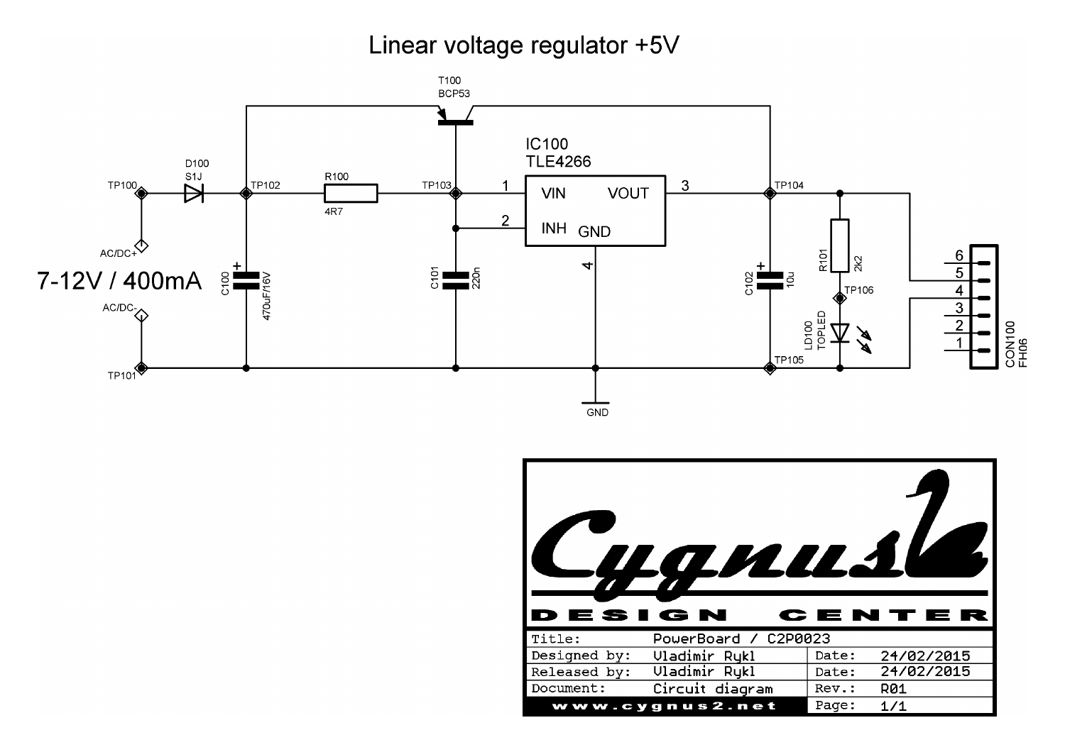# Linear voltage regulator +5V

7-12V / 400mA

| Title: | PowerBoard / C2P0023 | | |
|---|---|---|---|
| Designed by: | Vladimir Rykl | Date: | 24/02/2015 |
| Released by: | Vladimir Rykl | Date: | 24/02/2015 |
| Document: | Circuit diagram | Rev.: | R01 |
| www.cygnus2.net | | Page: | 1/1 |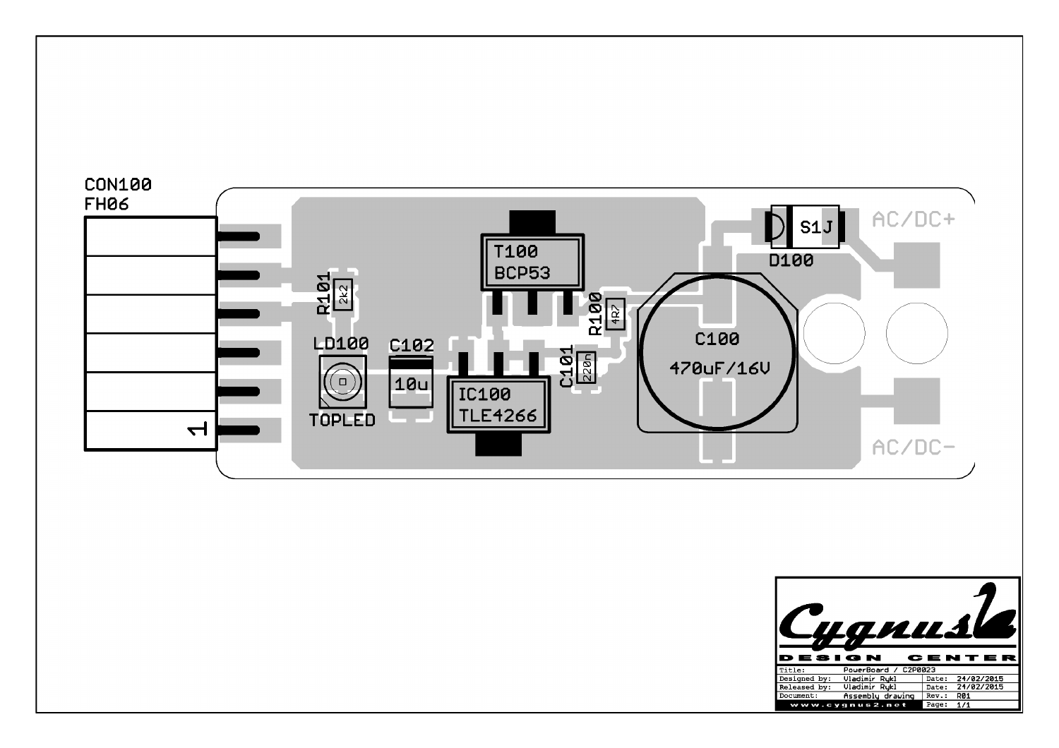CON100
FH06

1

R101
2k2

LD100
TOPLED

C102
10u

T100
BCP53

IC100
TLE4266

R100
4R7

C101
220n

C100
470uF/16V

S1J
D100

AC/DC+

AC/DC-

| Title: | PowerBoard / C2P0023 | | |
|---|---|---|---|
| Designed by: | Vladimir Rykl | Date: | 24/02/2015 |
| Released by: | Vladimir Rykl | Date: | 24/02/2015 |
| Document: | Assembly drawing | Rev.: | R01 |
| www.cygnus2.net | | Page: | 1/1 |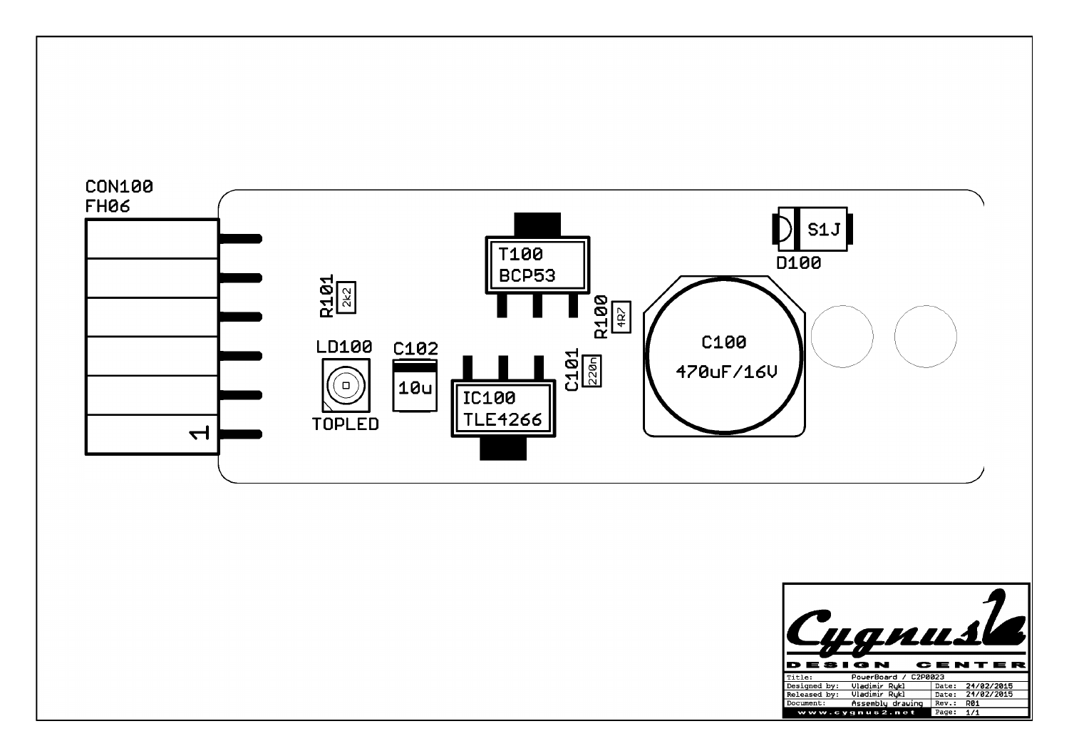CON100
FH06

1

R101 2k2

LD100

TOPLED

C102 10u

T100
BCP53

IC100
TLE4266

R100 4R7

C101 220n

C100
470uF/16V

S1J
D100

Cygnus
DESIGN CENTER

| Title: | PowerBoard / C2P0023 | | |
|---|---|---|---|
| Designed by: | Vladimir Rykl | Date: | 24/02/2015 |
| Released by: | Vladimir Rykl | Date: | 24/02/2015 |
| Document: | Assembly drawing | Rev.: | R01 |
| www.cygnus2.net | | Page: | 1/1 |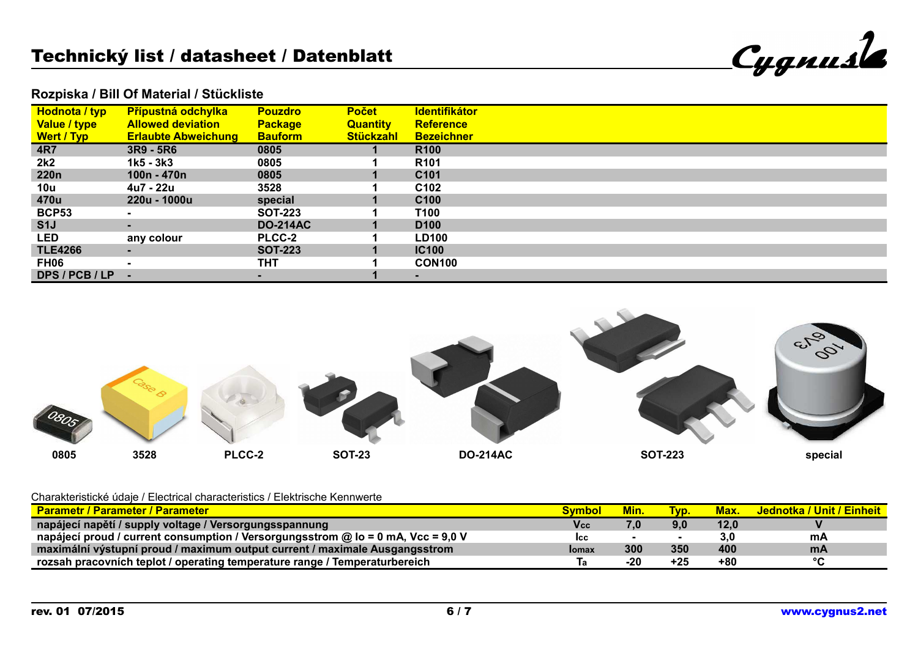# Technický list / datasheet / Datenblatt

## Rozpiska / Bill Of Material / Stückliste

| Hodnota / typ<br>Value / type<br>Wert / Typ | Přípustná odchylka<br>Allowed deviation<br>Erlaubte Abweichung | Pouzdro<br>Package<br>Bauform | Počet<br>Quantity<br>Stückzahl | Identifikátor<br>Reference<br>Bezeichner |
|---|---|---|---|---|
| 4R7 | 3R9 - 5R6 | 0805 | 1 | R100 |
| 2k2 | 1k5 - 3k3 | 0805 | 1 | R101 |
| 220n | 100n - 470n | 0805 | 1 | C101 |
| 10u | 4u7 - 22u | 3528 | 1 | C102 |
| 470u | 220u - 1000u | special | 1 | C100 |
| BCP53 | - | SOT-223 | 1 | T100 |
| S1J | - | DO-214AC | 1 | D100 |
| LED | any colour | PLCC-2 | 1 | LD100 |
| TLE4266 | - | SOT-223 | 1 | IC100 |
| FH06 | - | THT | 1 | CON100 |
| DPS / PCB / LP | - | - | 1 | - |

0805 3528 PLCC-2 SOT-23 DO-214AC SOT-223 special

Charakteristické údaje / Electrical characteristics / Elektrische Kennwerte

| Parametr / Parameter / Parameter | Symbol | Min. | Typ. | Max. | Jednotka / Unit / Einheit |
|---|---|---|---|---|---|
| napájecí napětí / supply voltage / Versorgungsspannung | $V_{CC}$ | 7,0 | 9,0 | 12,0 | V |
| napájecí proud / current consumption / Versorgungsstrom @ Io = 0 mA, Vcc = 9,0 V | $I_{CC}$ | - | - | 3,0 | mA |
| maximální výstupní proud / maximum output current / maximale Ausgangsstrom | $I_{omax}$ | 300 | 350 | 400 | mA |
| rozsah pracovních teplot / operating temperature range / Temperaturbereich | $T_a$ | -20 | +25 | +80 | °C |

rev. 01 07/2015 www.cygnus2.net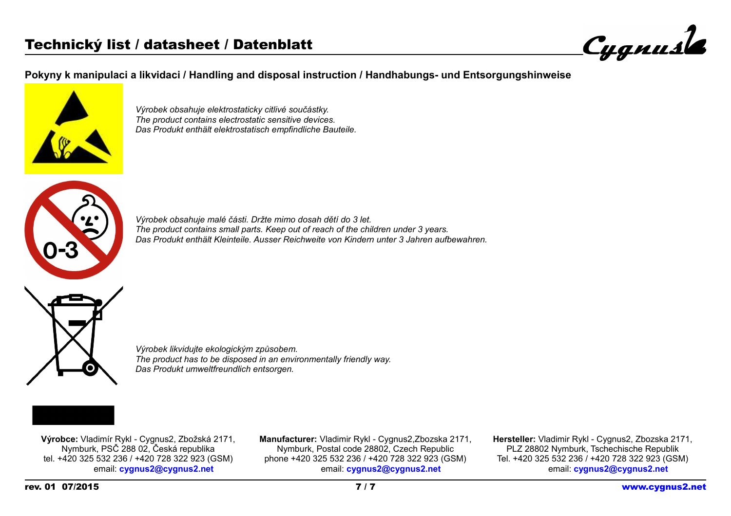## Pokyny k manipulaci a likvidaci / Handling and disposal instruction / Handhabungs- und Entsorgungshinweise

*Výrobek obsahuje elektrostaticky citlivé součástky.*
*The product contains electrostatic sensitive devices.*
*Das Produkt enthält elektrostatisch empfindliche Bauteile.*

*Výrobek obsahuje malé části. Držte mimo dosah dětí do 3 let.*
*The product contains small parts. Keep out of reach of the children under 3 years.*
*Das Produkt enthält Kleinteile. Ausser Reichweite von Kindern unter 3 Jahren aufbewahren.*

*Výrobek likvidujte ekologickým způsobem.*
*The product has to be disposed in an environmentally friendly way.*
*Das Produkt umweltfreundlich entsorgen.*

**Výrobce:** Vladimír Rykl - Cygnus2, Zbožská 2171, Nymburk, PSČ 288 02, Česká republika
tel. +420 325 532 236 / +420 728 322 923 (GSM)
email: **cygnus2@cygnus2.net**

**Manufacturer:** Vladimir Rykl - Cygnus2,Zbozska 2171, Nymburk, Postal code 28802, Czech Republic
phone +420 325 532 236 / +420 728 322 923 (GSM)
email: **cygnus2@cygnus2.net**

**Hersteller:** Vladimir Rykl - Cygnus2, Zbozska 2171, PLZ 28802 Nymburk, Tschechische Republik
Tel. +420 325 532 236 / +420 728 322 923 (GSM)
email: **cygnus2@cygnus2.net**